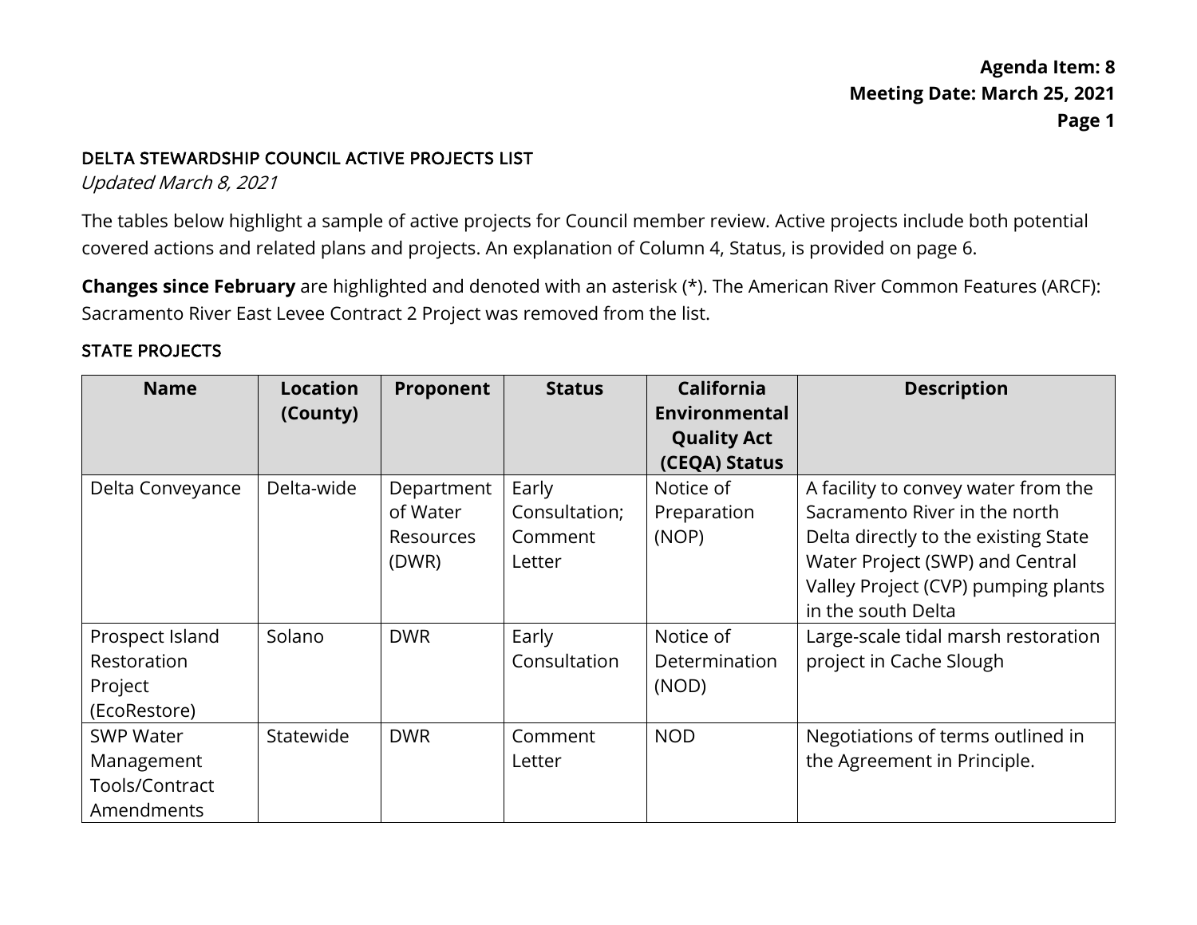DELTA STEWARDSHIP COUNCIL ACTIVE PROJECTS LIST

*Updated March 8, 2021*

The tables below highlight a sample of active projects for Council member review. Active projects include both potential covered actions and related plans and projects. An explanation of Column 4, Status, is provided on page 6.

**Changes since February** are highlighted and denoted with an asterisk (*). The American River Common Features (ARCF): Sacramento River East Levee Contract 2 Project was removed from the list.

## STATE PROJECTS

| Name | Location (County) | Proponent | Status | California Environmental Quality Act (CEQA) Status | Description |
|---|---|---|---|---|---|
| Delta Conveyance | Delta-wide | Department of Water Resources (DWR) | Early Consultation; Comment Letter | Notice of Preparation (NOP) | A facility to convey water from the Sacramento River in the north Delta directly to the existing State Water Project (SWP) and Central Valley Project (CVP) pumping plants in the south Delta |
| Prospect Island Restoration Project (EcoRestore) | Solano | DWR | Early Consultation | Notice of Determination (NOD) | Large-scale tidal marsh restoration project in Cache Slough |
| SWP Water Management Tools/Contract Amendments | Statewide | DWR | Comment Letter | NOD | Negotiations of terms outlined in the Agreement in Principle. |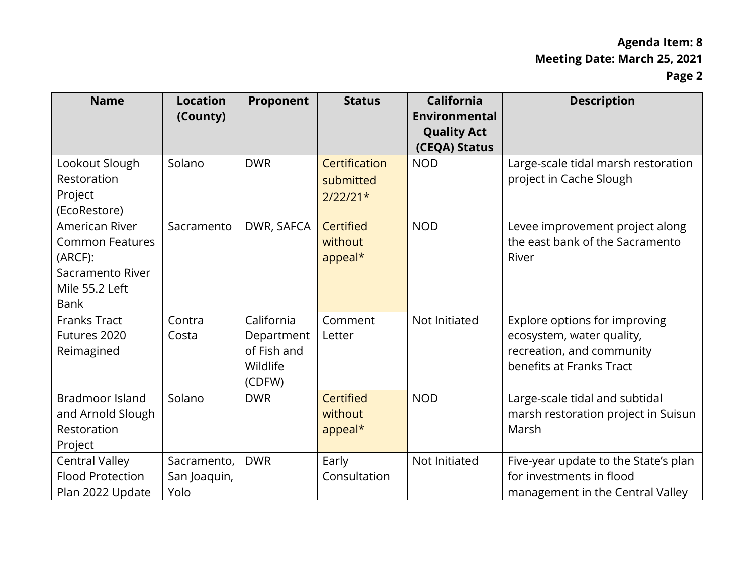| Name | Location (County) | Proponent | Status | California Environmental Quality Act (CEQA) Status | Description |
|---|---|---|---|---|---|
| Lookout Slough Restoration Project (EcoRestore) | Solano | DWR | Certification submitted 2/22/21* | NOD | Large-scale tidal marsh restoration project in Cache Slough |
| American River Common Features (ARCF): Sacramento River Mile 55.2 Left Bank | Sacramento | DWR, SAFCA | Certified without appeal* | NOD | Levee improvement project along the east bank of the Sacramento River |
| Franks Tract Futures 2020 Reimagined | Contra Costa | California Department of Fish and Wildlife (CDFW) | Comment Letter | Not Initiated | Explore options for improving ecosystem, water quality, recreation, and community benefits at Franks Tract |
| Bradmoor Island and Arnold Slough Restoration Project | Solano | DWR | Certified without appeal* | NOD | Large-scale tidal and subtidal marsh restoration project in Suisun Marsh |
| Central Valley Flood Protection Plan 2022 Update | Sacramento, San Joaquin, Yolo | DWR | Early Consultation | Not Initiated | Five-year update to the State's plan for investments in flood management in the Central Valley |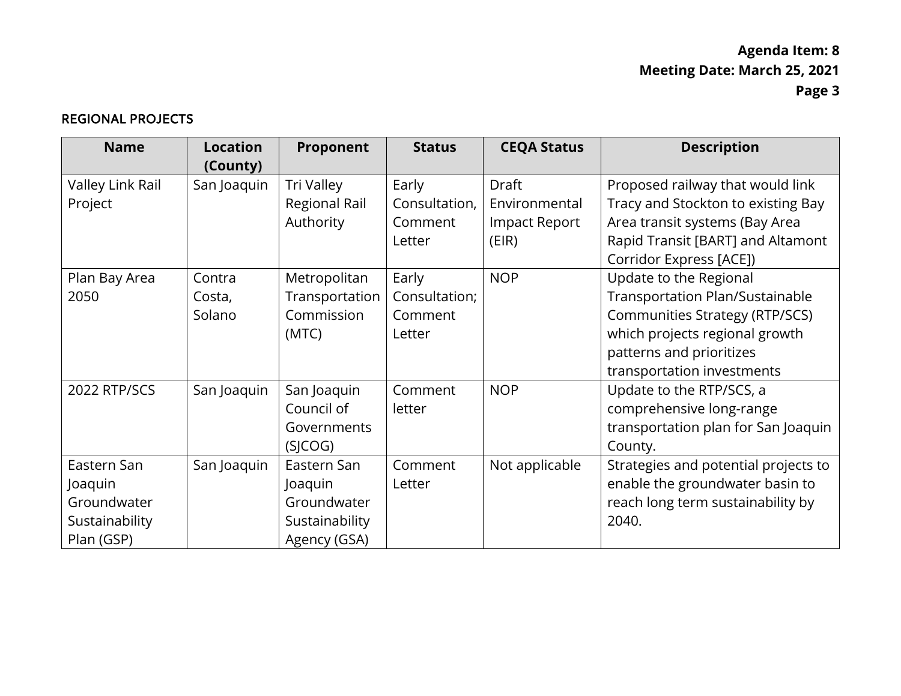## REGIONAL PROJECTS

| Name | Location (County) | Proponent | Status | CEQA Status | Description |
|---|---|---|---|---|---|
| Valley Link Rail Project | San Joaquin | Tri Valley Regional Rail Authority | Early Consultation, Comment Letter | Draft Environmental Impact Report (EIR) | Proposed railway that would link Tracy and Stockton to existing Bay Area transit systems (Bay Area Rapid Transit [BART] and Altamont Corridor Express [ACE]) |
| Plan Bay Area 2050 | Contra Costa, Solano | Metropolitan Transportation Commission (MTC) | Early Consultation; Comment Letter | NOP | Update to the Regional Transportation Plan/Sustainable Communities Strategy (RTP/SCS) which projects regional growth patterns and prioritizes transportation investments |
| 2022 RTP/SCS | San Joaquin | San Joaquin Council of Governments (SJCOG) | Comment letter | NOP | Update to the RTP/SCS, a comprehensive long-range transportation plan for San Joaquin County. |
| Eastern San Joaquin Groundwater Sustainability Plan (GSP) | San Joaquin | Eastern San Joaquin Groundwater Sustainability Agency (GSA) | Comment Letter | Not applicable | Strategies and potential projects to enable the groundwater basin to reach long term sustainability by 2040. |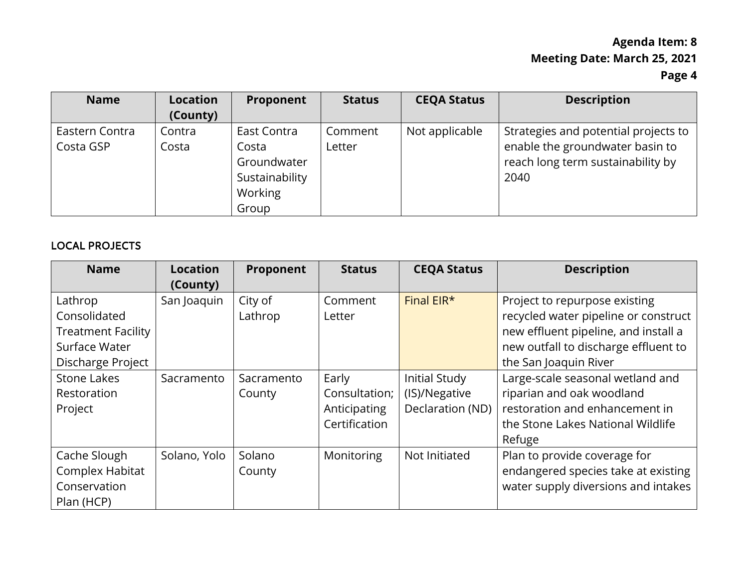| Name | Location (County) | Proponent | Status | CEQA Status | Description |
|---|---|---|---|---|---|
| Eastern Contra Costa GSP | Contra Costa | East Contra Costa Groundwater Sustainability Working Group | Comment Letter | Not applicable | Strategies and potential projects to enable the groundwater basin to reach long term sustainability by 2040 |

## LOCAL PROJECTS

| Name | Location (County) | Proponent | Status | CEQA Status | Description |
|---|---|---|---|---|---|
| Lathrop Consolidated Treatment Facility Surface Water Discharge Project | San Joaquin | City of Lathrop | Comment Letter | Final EIR* | Project to repurpose existing recycled water pipeline or construct new effluent pipeline, and install a new outfall to discharge effluent to the San Joaquin River |
| Stone Lakes Restoration Project | Sacramento | Sacramento County | Early Consultation; Anticipating Certification | Initial Study (IS)/Negative Declaration (ND) | Large-scale seasonal wetland and riparian and oak woodland restoration and enhancement in the Stone Lakes National Wildlife Refuge |
| Cache Slough Complex Habitat Conservation Plan (HCP) | Solano, Yolo | Solano County | Monitoring | Not Initiated | Plan to provide coverage for endangered species take at existing water supply diversions and intakes |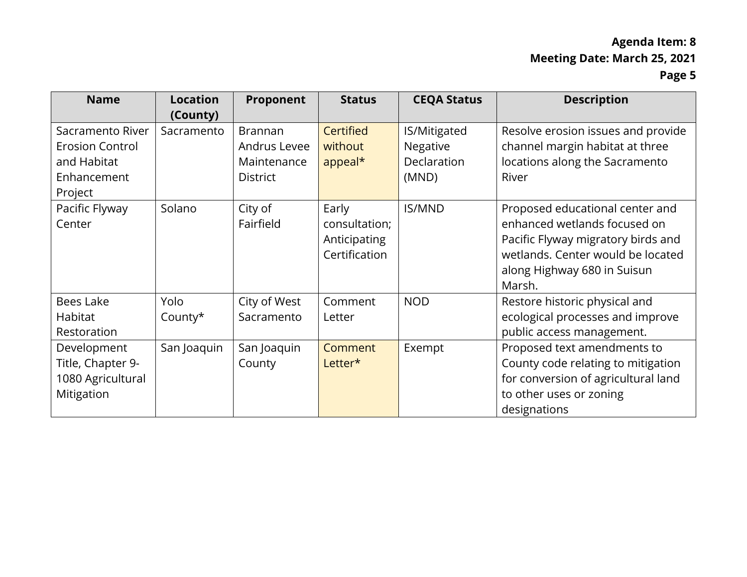| Name | Location (County) | Proponent | Status | CEQA Status | Description |
| --- | --- | --- | --- | --- | --- |
| Sacramento River Erosion Control and Habitat Enhancement Project | Sacramento | Brannan Andrus Levee Maintenance District | Certified without appeal* | IS/Mitigated Negative Declaration (MND) | Resolve erosion issues and provide channel margin habitat at three locations along the Sacramento River |
| Pacific Flyway Center | Solano | City of Fairfield | Early consultation; Anticipating Certification | IS/MND | Proposed educational center and enhanced wetlands focused on Pacific Flyway migratory birds and wetlands. Center would be located along Highway 680 in Suisun Marsh. |
| Bees Lake Habitat Restoration | Yolo County* | City of West Sacramento | Comment Letter | NOD | Restore historic physical and ecological processes and improve public access management. |
| Development Title, Chapter 9-1080 Agricultural Mitigation | San Joaquin | San Joaquin County | Comment Letter* | Exempt | Proposed text amendments to County code relating to mitigation for conversion of agricultural land to other uses or zoning designations |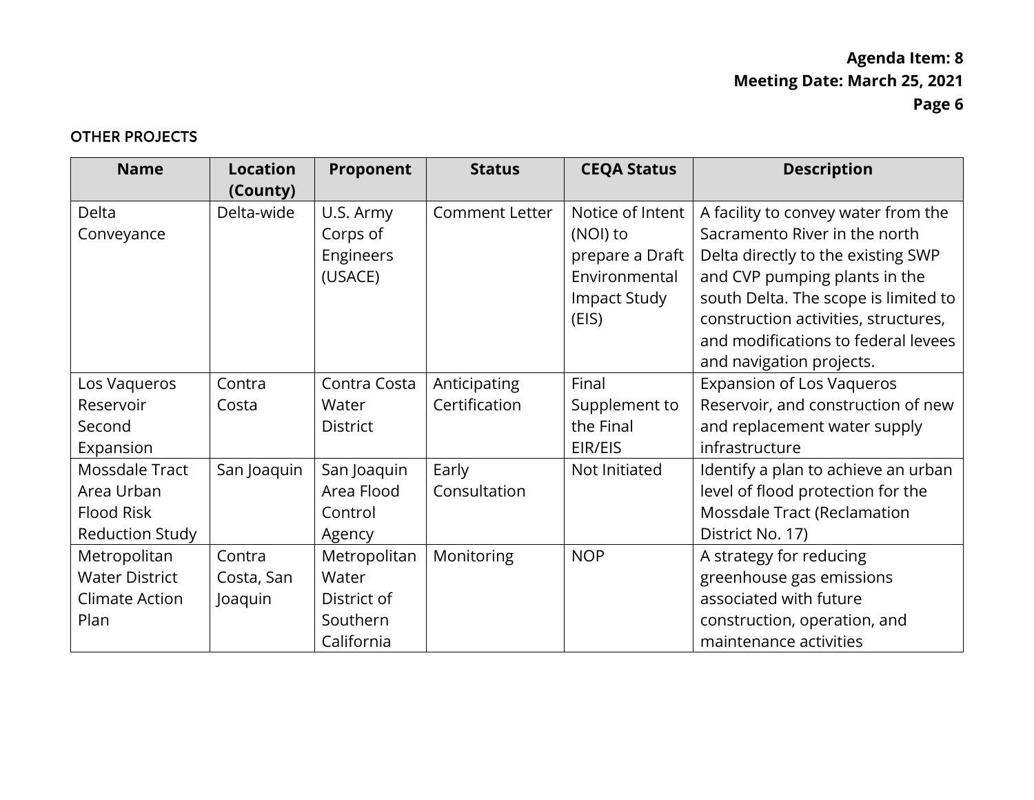## OTHER PROJECTS

| Name | Location (County) | Proponent | Status | CEQA Status | Description |
|---|---|---|---|---|---|
| Delta Conveyance | Delta-wide | U.S. Army Corps of Engineers (USACE) | Comment Letter | Notice of Intent (NOI) to prepare a Draft Environmental Impact Study (EIS) | A facility to convey water from the Sacramento River in the north Delta directly to the existing SWP and CVP pumping plants in the south Delta. The scope is limited to construction activities, structures, and modifications to federal levees and navigation projects. |
| Los Vaqueros Reservoir Second Expansion | Contra Costa | Contra Costa Water District | Anticipating Certification | Final Supplement to the Final EIR/EIS | Expansion of Los Vaqueros Reservoir, and construction of new and replacement water supply infrastructure |
| Mossdale Tract Area Urban Flood Risk Reduction Study | San Joaquin | San Joaquin Area Flood Control Agency | Early Consultation | Not Initiated | Identify a plan to achieve an urban level of flood protection for the Mossdale Tract (Reclamation District No. 17) |
| Metropolitan Water District Climate Action Plan | Contra Costa, San Joaquin | Metropolitan Water District of Southern California | Monitoring | NOP | A strategy for reducing greenhouse gas emissions associated with future construction, operation, and maintenance activities |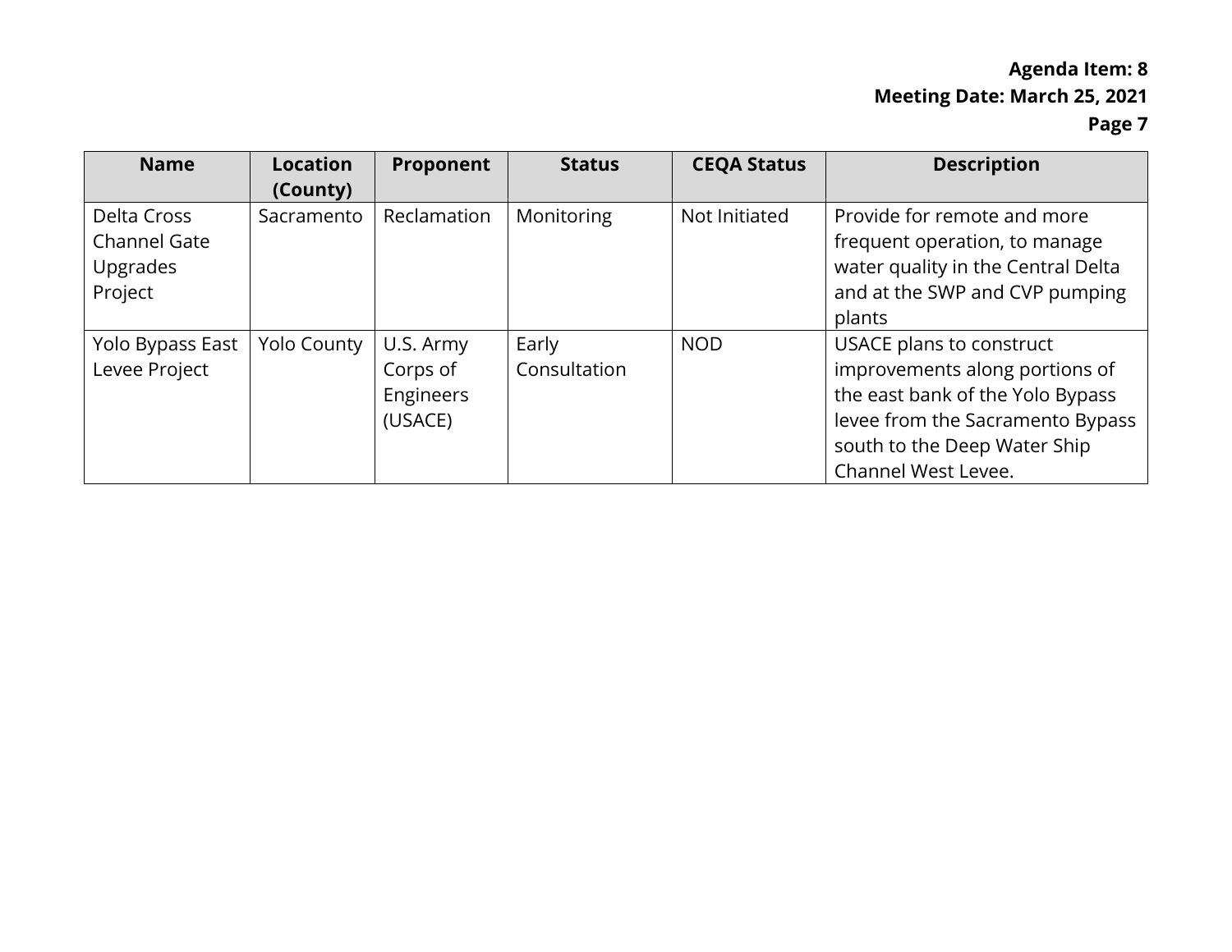| Name | Location (County) | Proponent | Status | CEQA Status | Description |
|---|---|---|---|---|---|
| Delta Cross Channel Gate Upgrades Project | Sacramento | Reclamation | Monitoring | Not Initiated | Provide for remote and more frequent operation, to manage water quality in the Central Delta and at the SWP and CVP pumping plants |
| Yolo Bypass East Levee Project | Yolo County | U.S. Army Corps of Engineers (USACE) | Early Consultation | NOD | USACE plans to construct improvements along portions of the east bank of the Yolo Bypass levee from the Sacramento Bypass south to the Deep Water Ship Channel West Levee. |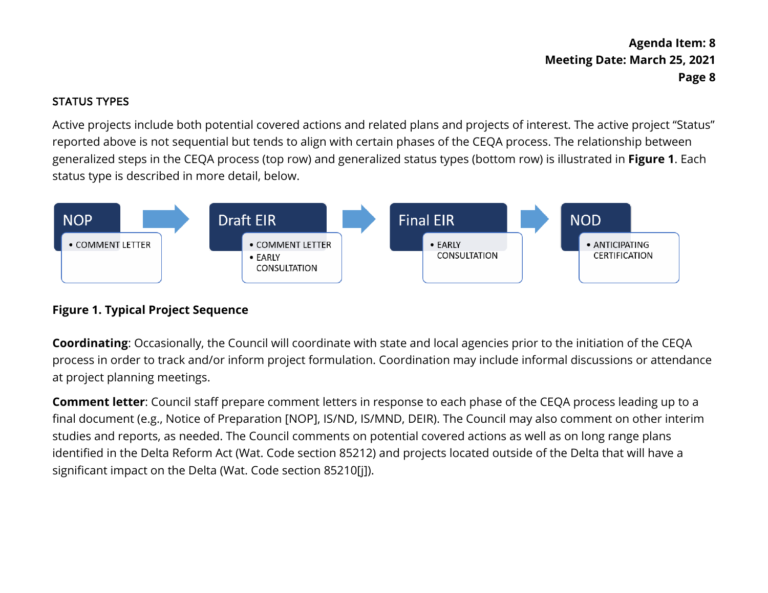## STATUS TYPES

Active projects include both potential covered actions and related plans and projects of interest. The active project "Status" reported above is not sequential but tends to align with certain phases of the CEQA process. The relationship between generalized steps in the CEQA process (top row) and generalized status types (bottom row) is illustrated in **Figure 1**. Each status type is described in more detail, below.

| NOP | Draft EIR | Final EIR | NOD |
| --- | --- | --- | --- |
| • COMMENT LETTER | • COMMENT LETTER<br>• EARLY CONSULTATION | • EARLY CONSULTATION | • ANTICIPATING CERTIFICATION |

**Figure 1. Typical Project Sequence**

**Coordinating**: Occasionally, the Council will coordinate with state and local agencies prior to the initiation of the CEQA process in order to track and/or inform project formulation. Coordination may include informal discussions or attendance at project planning meetings.

**Comment letter**: Council staff prepare comment letters in response to each phase of the CEQA process leading up to a final document (e.g., Notice of Preparation [NOP], IS/ND, IS/MND, DEIR). The Council may also comment on other interim studies and reports, as needed. The Council comments on potential covered actions as well as on long range plans identified in the Delta Reform Act (Wat. Code section 85212) and projects located outside of the Delta that will have a significant impact on the Delta (Wat. Code section 85210[j]).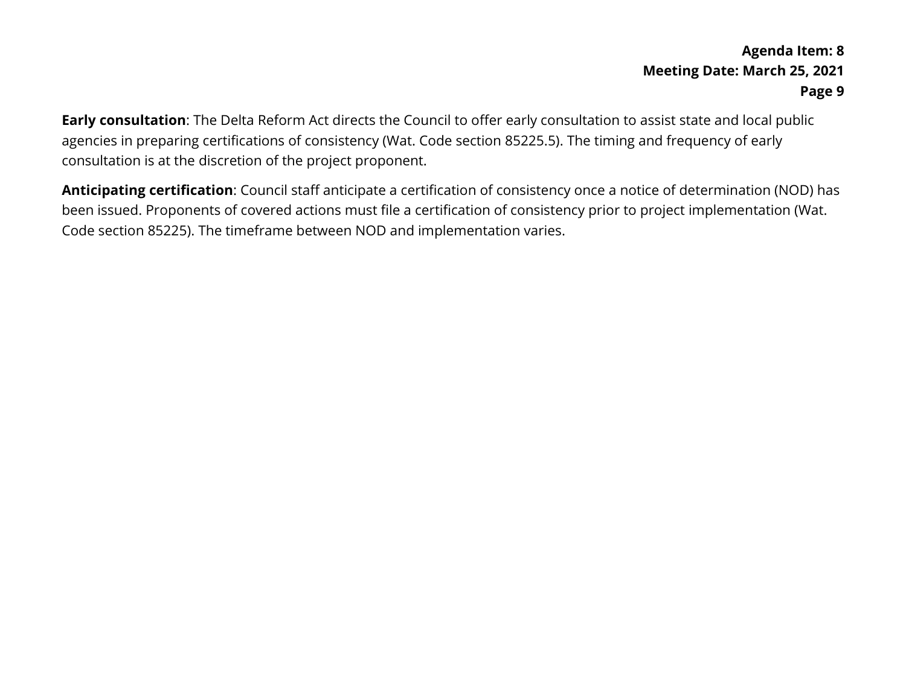**Early consultation**: The Delta Reform Act directs the Council to offer early consultation to assist state and local public agencies in preparing certifications of consistency (Wat. Code section 85225.5). The timing and frequency of early consultation is at the discretion of the project proponent.

**Anticipating certification**: Council staff anticipate a certification of consistency once a notice of determination (NOD) has been issued. Proponents of covered actions must file a certification of consistency prior to project implementation (Wat. Code section 85225). The timeframe between NOD and implementation varies.